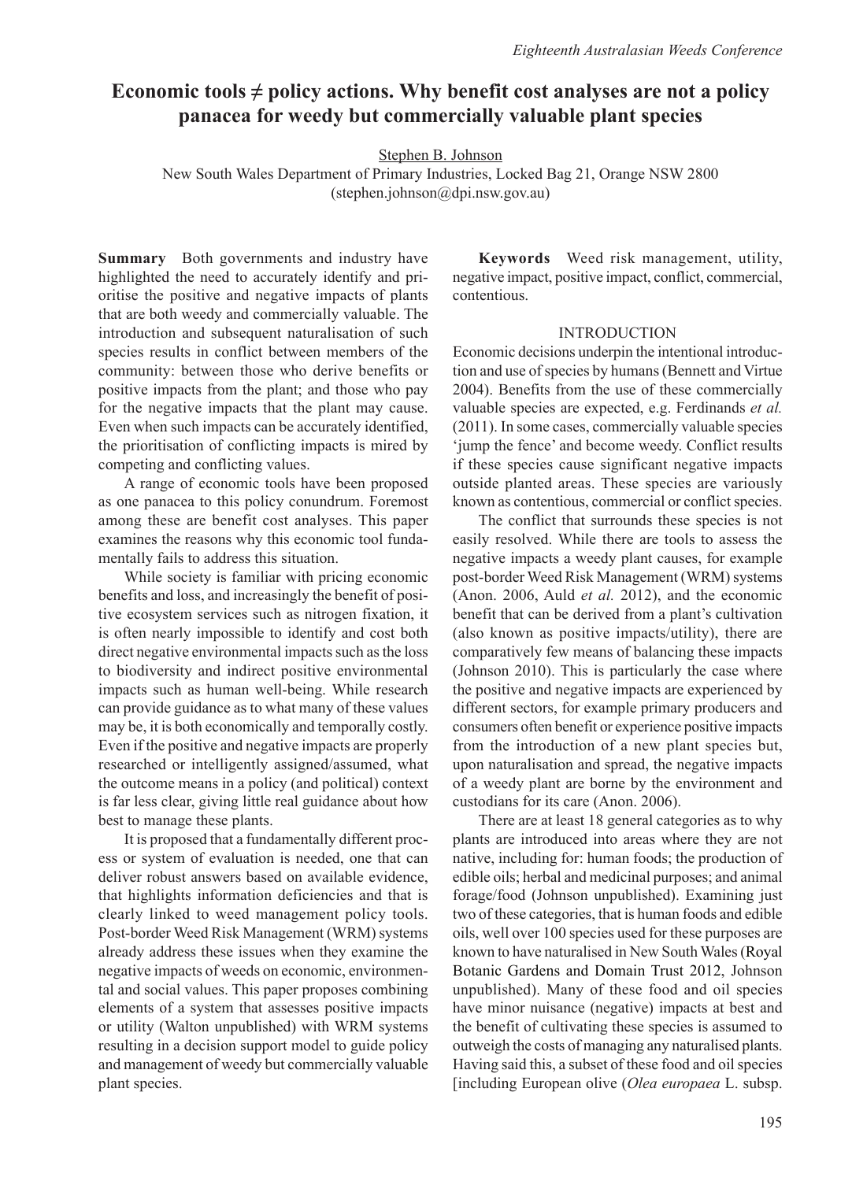# Economic tools ≠ policy actions. Why benefit cost analyses are not a policy panacea for weedy but commercially valuable plant species

Stephen B. Johnson

New South Wales Department of Primary Industries, Locked Bag 21, Orange NSW 2800 (stephen.johnson@dpi.nsw.gov.au)

**Summary** Both governments and industry have highlighted the need to accurately identify and prioritise the positive and negative impacts of plants that are both weedy and commercially valuable. The introduction and subsequent naturalisation of such species results in conflict between members of the community: between those who derive benefits or positive impacts from the plant; and those who pay for the negative impacts that the plant may cause. Even when such impacts can be accurately identified, the prioritisation of conflicting impacts is mired by competing and conflicting values.

A range of economic tools have been proposed as one panacea to this policy conundrum. Foremost among these are benefit cost analyses. This paper examines the reasons why this economic tool fundamentally fails to address this situation.

While society is familiar with pricing economic benefits and loss, and increasingly the benefit of positive ecosystem services such as nitrogen fixation, it is often nearly impossible to identify and cost both direct negative environmental impacts such as the loss to biodiversity and indirect positive environmental impacts such as human well-being. While research can provide guidance as to what many of these values may be, it is both economically and temporally costly. Even if the positive and negative impacts are properly researched or intelligently assigned/assumed, what the outcome means in a policy (and political) context is far less clear, giving little real guidance about how best to manage these plants.

It is proposed that a fundamentally different process or system of evaluation is needed, one that can deliver robust answers based on available evidence, that highlights information deficiencies and that is clearly linked to weed management policy tools. Post-border Weed Risk Management (WRM) systems already address these issues when they examine the negative impacts of weeds on economic, environmental and social values. This paper proposes combining elements of a system that assesses positive impacts or utility (Walton unpublished) with WRM systems resulting in a decision support model to guide policy and management of weedy but commercially valuable plant species.

**Keywords** Weed risk management, utility, negative impact, positive impact, conflict, commercial, contentious.

## INTRODUCTION

Economic decisions underpin the intentional introduction and use of species by humans (Bennett and Virtue 2004). Benefits from the use of these commercially valuable species are expected, e.g. Ferdinands *et al.* (2011). In some cases, commercially valuable species 'jump the fence' and become weedy. Conflict results if these species cause significant negative impacts outside planted areas. These species are variously known as contentious, commercial or conflict species.

The conflict that surrounds these species is not easily resolved. While there are tools to assess the negative impacts a weedy plant causes, for example post-border Weed Risk Management (WRM) systems (Anon. 2006, Auld *et al.* 2012), and the economic benefit that can be derived from a plant's cultivation (also known as positive impacts/utility), there are comparatively few means of balancing these impacts (Johnson 2010). This is particularly the case where the positive and negative impacts are experienced by different sectors, for example primary producers and consumers often benefit or experience positive impacts from the introduction of a new plant species but, upon naturalisation and spread, the negative impacts of a weedy plant are borne by the environment and custodians for its care (Anon. 2006).

There are at least 18 general categories as to why plants are introduced into areas where they are not native, including for: human foods; the production of edible oils; herbal and medicinal purposes; and animal forage/food (Johnson unpublished). Examining just two of these categories, that is human foods and edible oils, well over 100 species used for these purposes are known to have naturalised in New South Wales (Royal Botanic Gardens and Domain Trust 2012, Johnson unpublished). Many of these food and oil species have minor nuisance (negative) impacts at best and the benefit of cultivating these species is assumed to outweigh the costs of managing any naturalised plants. Having said this, a subset of these food and oil species [including European olive (*Olea europaea* L. subsp.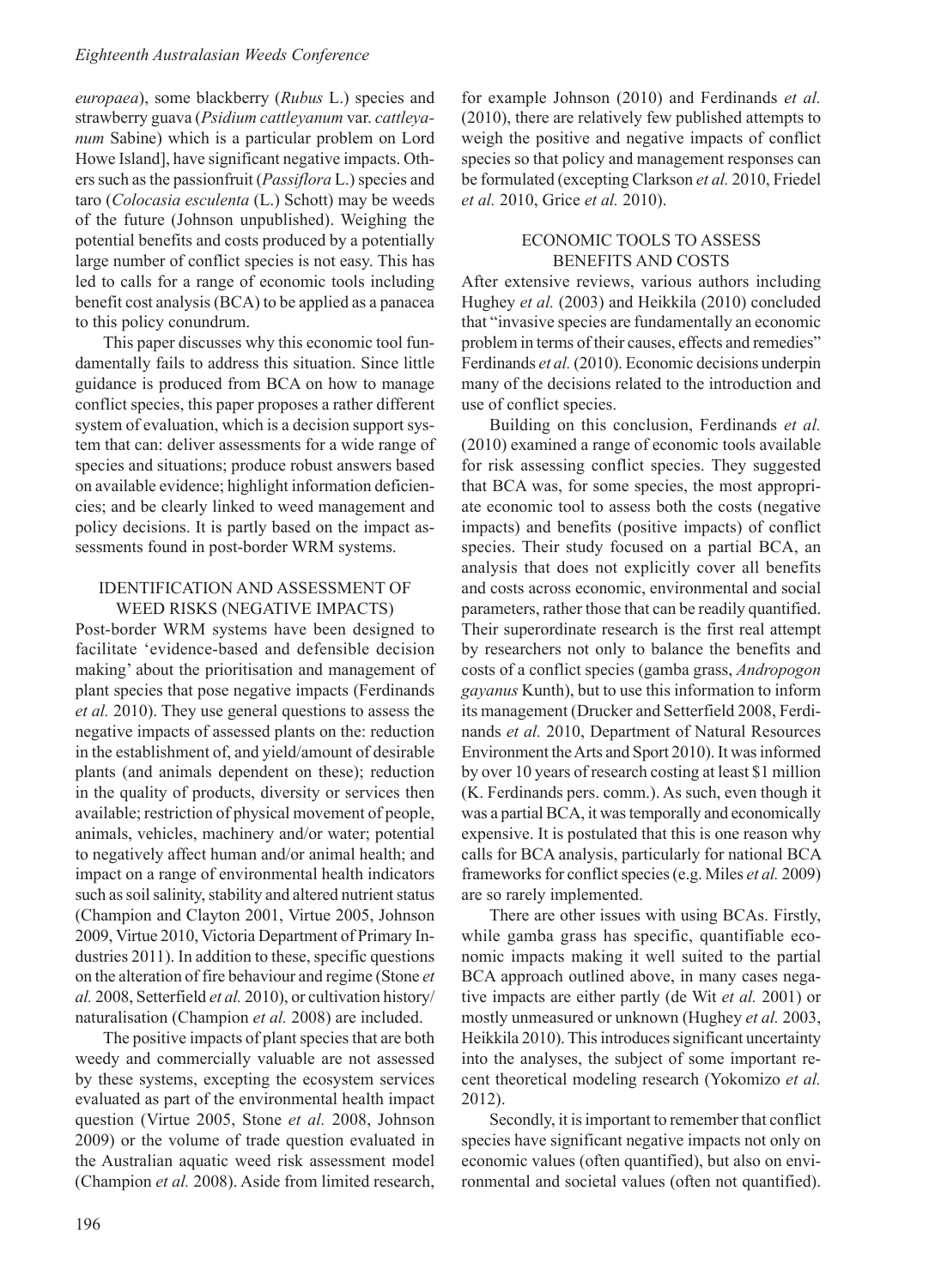*europaea*), some blackberry (*Rubus* L.) species and strawberry guava (*Psidium cattleyanum* var. *cattleyanum* Sabine) which is a particular problem on Lord Howe Island], have significant negative impacts. Others such as the passionfruit (*Passiflora* L.) species and taro (*Colocasia esculenta* (L.) Schott) may be weeds of the future (Johnson unpublished). Weighing the potential benefits and costs produced by a potentially large number of conflict species is not easy. This has led to calls for a range of economic tools including benefit cost analysis (BCA) to be applied as a panacea to this policy conundrum.

This paper discusses why this economic tool fundamentally fails to address this situation. Since little guidance is produced from BCA on how to manage conflict species, this paper proposes a rather different system of evaluation, which is a decision support system that can: deliver assessments for a wide range of species and situations; produce robust answers based on available evidence; highlight information deficiencies; and be clearly linked to weed management and policy decisions. It is partly based on the impact assessments found in post-border WRM systems.

## IDENTIFICATION AND ASSESSMENT OF WEED RISKS (NEGATIVE IMPACTS)

Post-border WRM systems have been designed to facilitate 'evidence-based and defensible decision making' about the prioritisation and management of plant species that pose negative impacts (Ferdinands *et al.* 2010). They use general questions to assess the negative impacts of assessed plants on the: reduction in the establishment of, and yield/amount of desirable plants (and animals dependent on these); reduction in the quality of products, diversity or services then available; restriction of physical movement of people, animals, vehicles, machinery and/or water; potential to negatively affect human and/or animal health; and impact on a range of environmental health indicators such as soil salinity, stability and altered nutrient status (Champion and Clayton 2001, Virtue 2005, Johnson 2009, Virtue 2010, Victoria Department of Primary Industries 2011). In addition to these, specific questions on the alteration of fire behaviour and regime (Stone *et al.* 2008, Setterfield *et al.* 2010), or cultivation history/naturalisation (Champion *et al.* 2008) are included.

The positive impacts of plant species that are both weedy and commercially valuable are not assessed by these systems, excepting the ecosystem services evaluated as part of the environmental health impact question (Virtue 2005, Stone *et al.* 2008, Johnson 2009) or the volume of trade question evaluated in the Australian aquatic weed risk assessment model (Champion *et al.* 2008). Aside from limited research, for example Johnson (2010) and Ferdinands *et al.* (2010), there are relatively few published attempts to weigh the positive and negative impacts of conflict species so that policy and management responses can be formulated (excepting Clarkson *et al.* 2010, Friedel *et al.* 2010, Grice *et al.* 2010).

## ECONOMIC TOOLS TO ASSESS BENEFITS AND COSTS

After extensive reviews, various authors including Hughey *et al.* (2003) and Heikkila (2010) concluded that "invasive species are fundamentally an economic problem in terms of their causes, effects and remedies" Ferdinands *et al.* (2010). Economic decisions underpin many of the decisions related to the introduction and use of conflict species.

Building on this conclusion, Ferdinands *et al.* (2010) examined a range of economic tools available for risk assessing conflict species. They suggested that BCA was, for some species, the most appropriate economic tool to assess both the costs (negative impacts) and benefits (positive impacts) of conflict species. Their study focused on a partial BCA, an analysis that does not explicitly cover all benefits and costs across economic, environmental and social parameters, rather those that can be readily quantified. Their superordinate research is the first real attempt by researchers not only to balance the benefits and costs of a conflict species (gamba grass, *Andropogon gayanus* Kunth), but to use this information to inform its management (Drucker and Setterfield 2008, Ferdinands *et al.* 2010, Department of Natural Resources Environment the Arts and Sport 2010). It was informed by over 10 years of research costing at least $1 million (K. Ferdinands pers. comm.). As such, even though it was a partial BCA, it was temporally and economically expensive. It is postulated that this is one reason why calls for BCA analysis, particularly for national BCA frameworks for conflict species (e.g. Miles *et al.* 2009) are so rarely implemented.

There are other issues with using BCAs. Firstly, while gamba grass has specific, quantifiable economic impacts making it well suited to the partial BCA approach outlined above, in many cases negative impacts are either partly (de Wit *et al.* 2001) or mostly unmeasured or unknown (Hughey *et al.* 2003, Heikkila 2010). This introduces significant uncertainty into the analyses, the subject of some important recent theoretical modeling research (Yokomizo *et al.* 2012).

Secondly, it is important to remember that conflict species have significant negative impacts not only on economic values (often quantified), but also on environmental and societal values (often not quantified).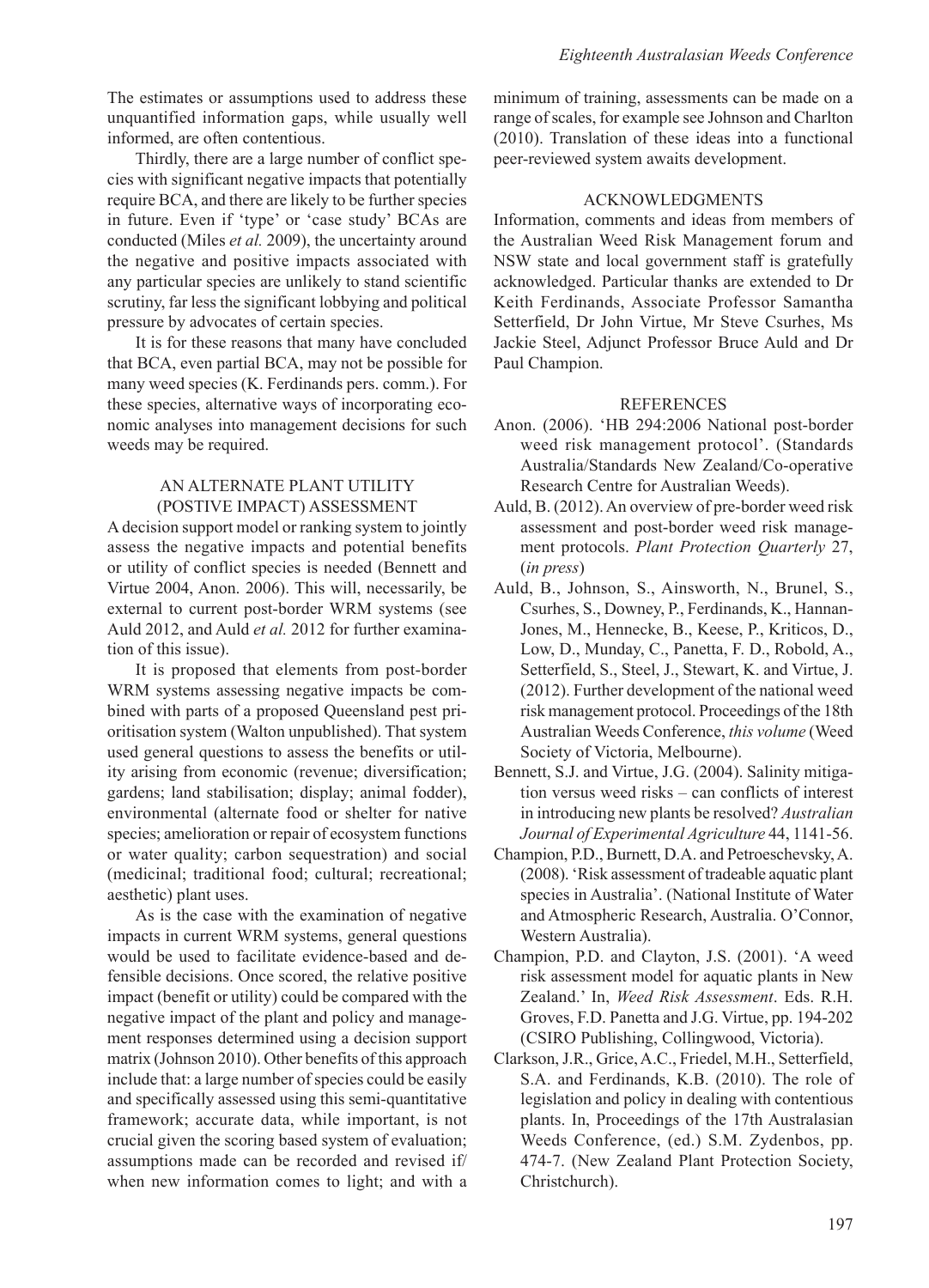The estimates or assumptions used to address these unquantified information gaps, while usually well informed, are often contentious.

Thirdly, there are a large number of conflict species with significant negative impacts that potentially require BCA, and there are likely to be further species in future. Even if 'type' or 'case study' BCAs are conducted (Miles *et al.* 2009), the uncertainty around the negative and positive impacts associated with any particular species are unlikely to stand scientific scrutiny, far less the significant lobbying and political pressure by advocates of certain species.

It is for these reasons that many have concluded that BCA, even partial BCA, may not be possible for many weed species (K. Ferdinands pers. comm.). For these species, alternative ways of incorporating economic analyses into management decisions for such weeds may be required.

## AN ALTERNATE PLANT UTILITY (POSTIVE IMPACT) ASSESSMENT

A decision support model or ranking system to jointly assess the negative impacts and potential benefits or utility of conflict species is needed (Bennett and Virtue 2004, Anon. 2006). This will, necessarily, be external to current post-border WRM systems (see Auld 2012, and Auld *et al.* 2012 for further examination of this issue).

It is proposed that elements from post-border WRM systems assessing negative impacts be combined with parts of a proposed Queensland pest prioritisation system (Walton unpublished). That system used general questions to assess the benefits or utility arising from economic (revenue; diversification; gardens; land stabilisation; display; animal fodder), environmental (alternate food or shelter for native species; amelioration or repair of ecosystem functions or water quality; carbon sequestration) and social (medicinal; traditional food; cultural; recreational; aesthetic) plant uses.

As is the case with the examination of negative impacts in current WRM systems, general questions would be used to facilitate evidence-based and defensible decisions. Once scored, the relative positive impact (benefit or utility) could be compared with the negative impact of the plant and policy and management responses determined using a decision support matrix (Johnson 2010). Other benefits of this approach include that: a large number of species could be easily and specifically assessed using this semi-quantitative framework; accurate data, while important, is not crucial given the scoring based system of evaluation; assumptions made can be recorded and revised if/when new information comes to light; and with a minimum of training, assessments can be made on a range of scales, for example see Johnson and Charlton (2010). Translation of these ideas into a functional peer-reviewed system awaits development.

## ACKNOWLEDGMENTS

Information, comments and ideas from members of the Australian Weed Risk Management forum and NSW state and local government staff is gratefully acknowledged. Particular thanks are extended to Dr Keith Ferdinands, Associate Professor Samantha Setterfield, Dr John Virtue, Mr Steve Csurhes, Ms Jackie Steel, Adjunct Professor Bruce Auld and Dr Paul Champion.

## REFERENCES

Anon. (2006). 'HB 294:2006 National post-border weed risk management protocol'. (Standards Australia/Standards New Zealand/Co-operative Research Centre for Australian Weeds).

Auld, B. (2012). An overview of pre-border weed risk assessment and post-border weed risk management protocols. *Plant Protection Quarterly* 27, (*in press*)

Auld, B., Johnson, S., Ainsworth, N., Brunel, S., Csurhes, S., Downey, P., Ferdinands, K., Hannan-Jones, M., Hennecke, B., Keese, P., Kriticos, D., Low, D., Munday, C., Panetta, F. D., Robold, A., Setterfield, S., Steel, J., Stewart, K. and Virtue, J. (2012). Further development of the national weed risk management protocol. Proceedings of the 18th Australian Weeds Conference, *this volume* (Weed Society of Victoria, Melbourne).

Bennett, S.J. and Virtue, J.G. (2004). Salinity mitigation versus weed risks – can conflicts of interest in introducing new plants be resolved? *Australian Journal of Experimental Agriculture* 44, 1141-56.

Champion, P.D., Burnett, D.A. and Petroeschevsky, A. (2008). 'Risk assessment of tradeable aquatic plant species in Australia'. (National Institute of Water and Atmospheric Research, Australia. O'Connor, Western Australia).

Champion, P.D. and Clayton, J.S. (2001). 'A weed risk assessment model for aquatic plants in New Zealand.' In, *Weed Risk Assessment*. Eds. R.H. Groves, F.D. Panetta and J.G. Virtue, pp. 194-202 (CSIRO Publishing, Collingwood, Victoria).

Clarkson, J.R., Grice, A.C., Friedel, M.H., Setterfield, S.A. and Ferdinands, K.B. (2010). The role of legislation and policy in dealing with contentious plants. In, Proceedings of the 17th Australasian Weeds Conference, (ed.) S.M. Zydenbos, pp. 474-7. (New Zealand Plant Protection Society, Christchurch).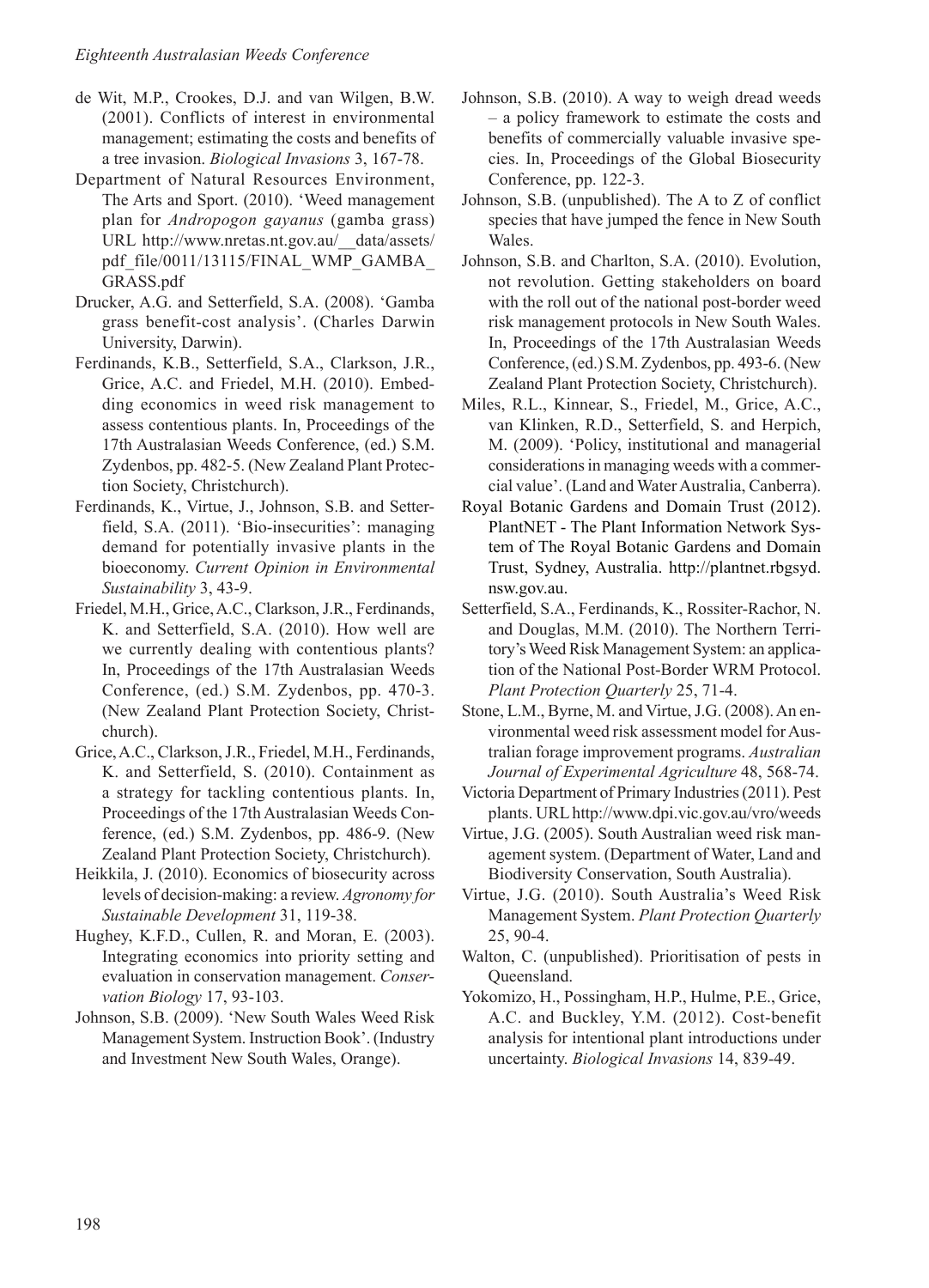de Wit, M.P., Crookes, D.J. and van Wilgen, B.W. (2001). Conflicts of interest in environmental management; estimating the costs and benefits of a tree invasion. *Biological Invasions* 3, 167-78.

Department of Natural Resources Environment, The Arts and Sport. (2010). 'Weed management plan for *Andropogon gayanus* (gamba grass) URL http://www.nretas.nt.gov.au/__data/assets/pdf_file/0011/13115/FINAL_WMP_GAMBA_GRASS.pdf

Drucker, A.G. and Setterfield, S.A. (2008). 'Gamba grass benefit-cost analysis'. (Charles Darwin University, Darwin).

Ferdinands, K.B., Setterfield, S.A., Clarkson, J.R., Grice, A.C. and Friedel, M.H. (2010). Embedding economics in weed risk management to assess contentious plants. In, Proceedings of the 17th Australasian Weeds Conference, (ed.) S.M. Zydenbos, pp. 482-5. (New Zealand Plant Protection Society, Christchurch).

Ferdinands, K., Virtue, J., Johnson, S.B. and Setterfield, S.A. (2011). 'Bio-insecurities': managing demand for potentially invasive plants in the bioeconomy. *Current Opinion in Environmental Sustainability* 3, 43-9.

Friedel, M.H., Grice, A.C., Clarkson, J.R., Ferdinands, K. and Setterfield, S.A. (2010). How well are we currently dealing with contentious plants? In, Proceedings of the 17th Australasian Weeds Conference, (ed.) S.M. Zydenbos, pp. 470-3. (New Zealand Plant Protection Society, Christchurch).

Grice, A.C., Clarkson, J.R., Friedel, M.H., Ferdinands, K. and Setterfield, S. (2010). Containment as a strategy for tackling contentious plants. In, Proceedings of the 17th Australasian Weeds Conference, (ed.) S.M. Zydenbos, pp. 486-9. (New Zealand Plant Protection Society, Christchurch).

Heikkila, J. (2010). Economics of biosecurity across levels of decision-making: a review. *Agronomy for Sustainable Development* 31, 119-38.

Hughey, K.F.D., Cullen, R. and Moran, E. (2003). Integrating economics into priority setting and evaluation in conservation management. *Conservation Biology* 17, 93-103.

Johnson, S.B. (2009). 'New South Wales Weed Risk Management System. Instruction Book'. (Industry and Investment New South Wales, Orange).

Johnson, S.B. (2010). A way to weigh dread weeds – a policy framework to estimate the costs and benefits of commercially valuable invasive species. In, Proceedings of the Global Biosecurity Conference, pp. 122-3.

Johnson, S.B. (unpublished). The A to Z of conflict species that have jumped the fence in New South Wales.

Johnson, S.B. and Charlton, S.A. (2010). Evolution, not revolution. Getting stakeholders on board with the roll out of the national post-border weed risk management protocols in New South Wales. In, Proceedings of the 17th Australasian Weeds Conference, (ed.) S.M. Zydenbos, pp. 493-6. (New Zealand Plant Protection Society, Christchurch).

Miles, R.L., Kinnear, S., Friedel, M., Grice, A.C., van Klinken, R.D., Setterfield, S. and Herpich, M. (2009). 'Policy, institutional and managerial considerations in managing weeds with a commercial value'. (Land and Water Australia, Canberra).

Royal Botanic Gardens and Domain Trust (2012). PlantNET - The Plant Information Network System of The Royal Botanic Gardens and Domain Trust, Sydney, Australia. http://plantnet.rbgsyd.nsw.gov.au.

Setterfield, S.A., Ferdinands, K., Rossiter-Rachor, N. and Douglas, M.M. (2010). The Northern Territory's Weed Risk Management System: an application of the National Post-Border WRM Protocol. *Plant Protection Quarterly* 25, 71-4.

Stone, L.M., Byrne, M. and Virtue, J.G. (2008). An environmental weed risk assessment model for Australian forage improvement programs. *Australian Journal of Experimental Agriculture* 48, 568-74.

Victoria Department of Primary Industries (2011). Pest plants. URL http://www.dpi.vic.gov.au/vro/weeds

Virtue, J.G. (2005). South Australian weed risk management system. (Department of Water, Land and Biodiversity Conservation, South Australia).

Virtue, J.G. (2010). South Australia's Weed Risk Management System. *Plant Protection Quarterly* 25, 90-4.

Walton, C. (unpublished). Prioritisation of pests in Queensland.

Yokomizo, H., Possingham, H.P., Hulme, P.E., Grice, A.C. and Buckley, Y.M. (2012). Cost-benefit analysis for intentional plant introductions under uncertainty. *Biological Invasions* 14, 839-49.